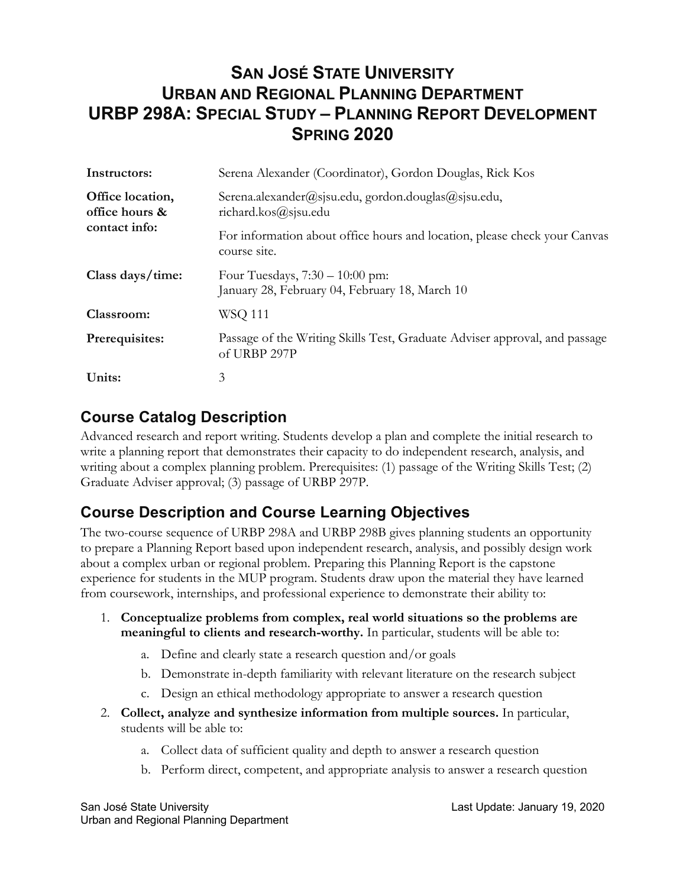# San José State University
# Urban and Regional Planning Department
# URBP 298A: Special Study – Planning Report Development
# Spring 2020

| | |
|---|---|
| **Instructors:** | Serena Alexander (Coordinator), Gordon Douglas, Rick Kos |
| **Office location, office hours & contact info:** | Serena.alexander@sjsu.edu, gordon.douglas@sjsu.edu, richard.kos@sjsu.edu<br><br>For information about office hours and location, please check your Canvas course site. |
| **Class days/time:** | Four Tuesdays, 7:30 – 10:00 pm:<br>January 28, February 04, February 18, March 10 |
| **Classroom:** | WSQ 111 |
| **Prerequisites:** | Passage of the Writing Skills Test, Graduate Adviser approval, and passage of URBP 297P |
| **Units:** | 3 |

## Course Catalog Description

Advanced research and report writing. Students develop a plan and complete the initial research to write a planning report that demonstrates their capacity to do independent research, analysis, and writing about a complex planning problem. Prerequisites: (1) passage of the Writing Skills Test; (2) Graduate Adviser approval; (3) passage of URBP 297P.

## Course Description and Course Learning Objectives

The two-course sequence of URBP 298A and URBP 298B gives planning students an opportunity to prepare a Planning Report based upon independent research, analysis, and possibly design work about a complex urban or regional problem. Preparing this Planning Report is the capstone experience for students in the MUP program. Students draw upon the material they have learned from coursework, internships, and professional experience to demonstrate their ability to:

1. **Conceptualize problems from complex, real world situations so the problems are meaningful to clients and research-worthy.** In particular, students will be able to:
    a. Define and clearly state a research question and/or goals
    b. Demonstrate in-depth familiarity with relevant literature on the research subject
    c. Design an ethical methodology appropriate to answer a research question
2. **Collect, analyze and synthesize information from multiple sources.** In particular, students will be able to:
    a. Collect data of sufficient quality and depth to answer a research question
    b. Perform direct, competent, and appropriate analysis to answer a research question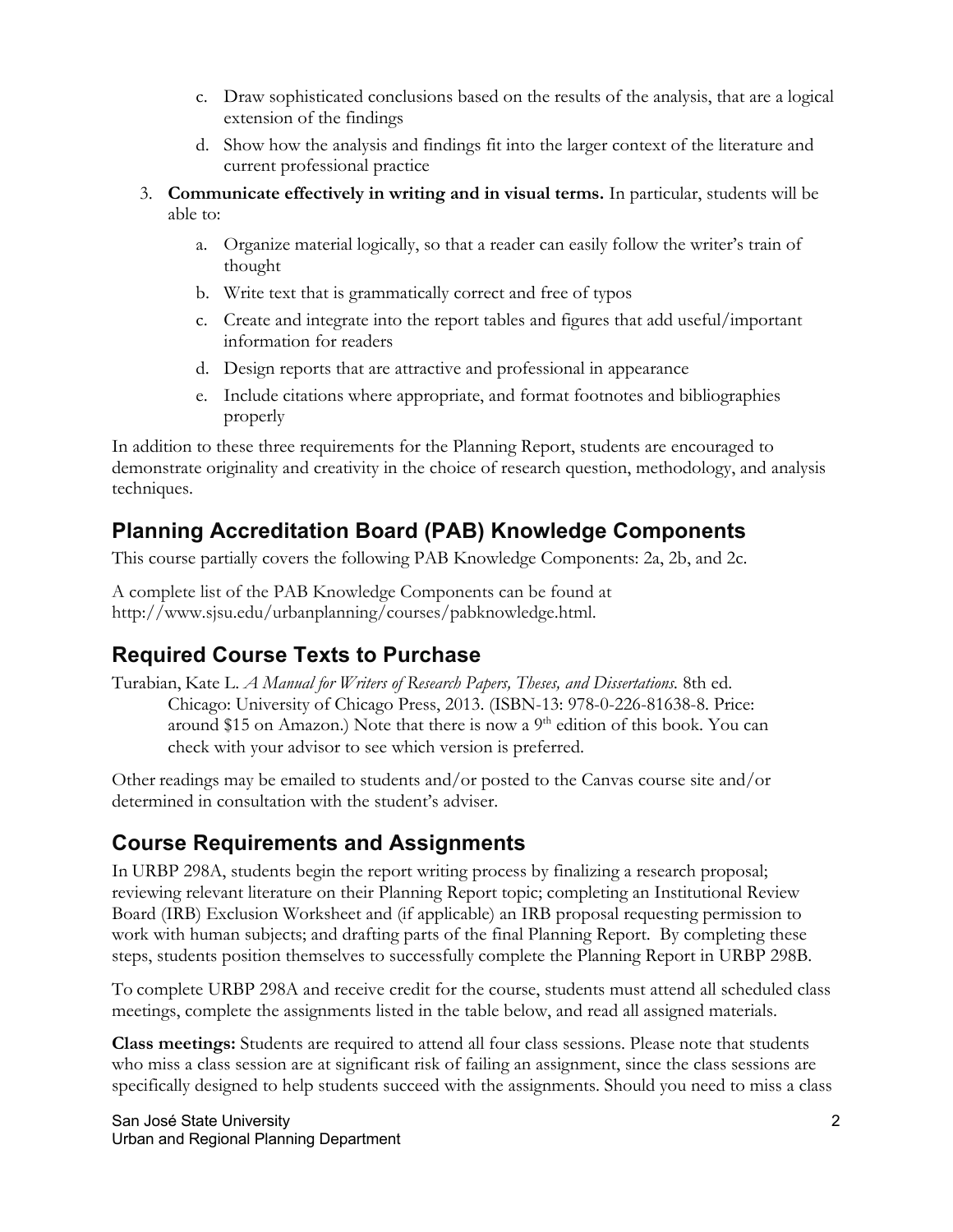c. Draw sophisticated conclusions based on the results of the analysis, that are a logical extension of the findings

d. Show how the analysis and findings fit into the larger context of the literature and current professional practice

3. **Communicate effectively in writing and in visual terms.** In particular, students will be able to:

   a. Organize material logically, so that a reader can easily follow the writer's train of thought

   b. Write text that is grammatically correct and free of typos

   c. Create and integrate into the report tables and figures that add useful/important information for readers

   d. Design reports that are attractive and professional in appearance

   e. Include citations where appropriate, and format footnotes and bibliographies properly

In addition to these three requirements for the Planning Report, students are encouraged to demonstrate originality and creativity in the choice of research question, methodology, and analysis techniques.

## Planning Accreditation Board (PAB) Knowledge Components

This course partially covers the following PAB Knowledge Components: 2a, 2b, and 2c.

A complete list of the PAB Knowledge Components can be found at http://www.sjsu.edu/urbanplanning/courses/pabknowledge.html.

## Required Course Texts to Purchase

Turabian, Kate L. *A Manual for Writers of Research Papers, Theses, and Dissertations.* 8th ed. Chicago: University of Chicago Press, 2013. (ISBN-13: 978-0-226-81638-8. Price: around $15 on Amazon.) Note that there is now a 9th edition of this book. You can check with your advisor to see which version is preferred.

Other readings may be emailed to students and/or posted to the Canvas course site and/or determined in consultation with the student's adviser.

## Course Requirements and Assignments

In URBP 298A, students begin the report writing process by finalizing a research proposal; reviewing relevant literature on their Planning Report topic; completing an Institutional Review Board (IRB) Exclusion Worksheet and (if applicable) an IRB proposal requesting permission to work with human subjects; and drafting parts of the final Planning Report. By completing these steps, students position themselves to successfully complete the Planning Report in URBP 298B.

To complete URBP 298A and receive credit for the course, students must attend all scheduled class meetings, complete the assignments listed in the table below, and read all assigned materials.

**Class meetings:** Students are required to attend all four class sessions. Please note that students who miss a class session are at significant risk of failing an assignment, since the class sessions are specifically designed to help students succeed with the assignments. Should you need to miss a class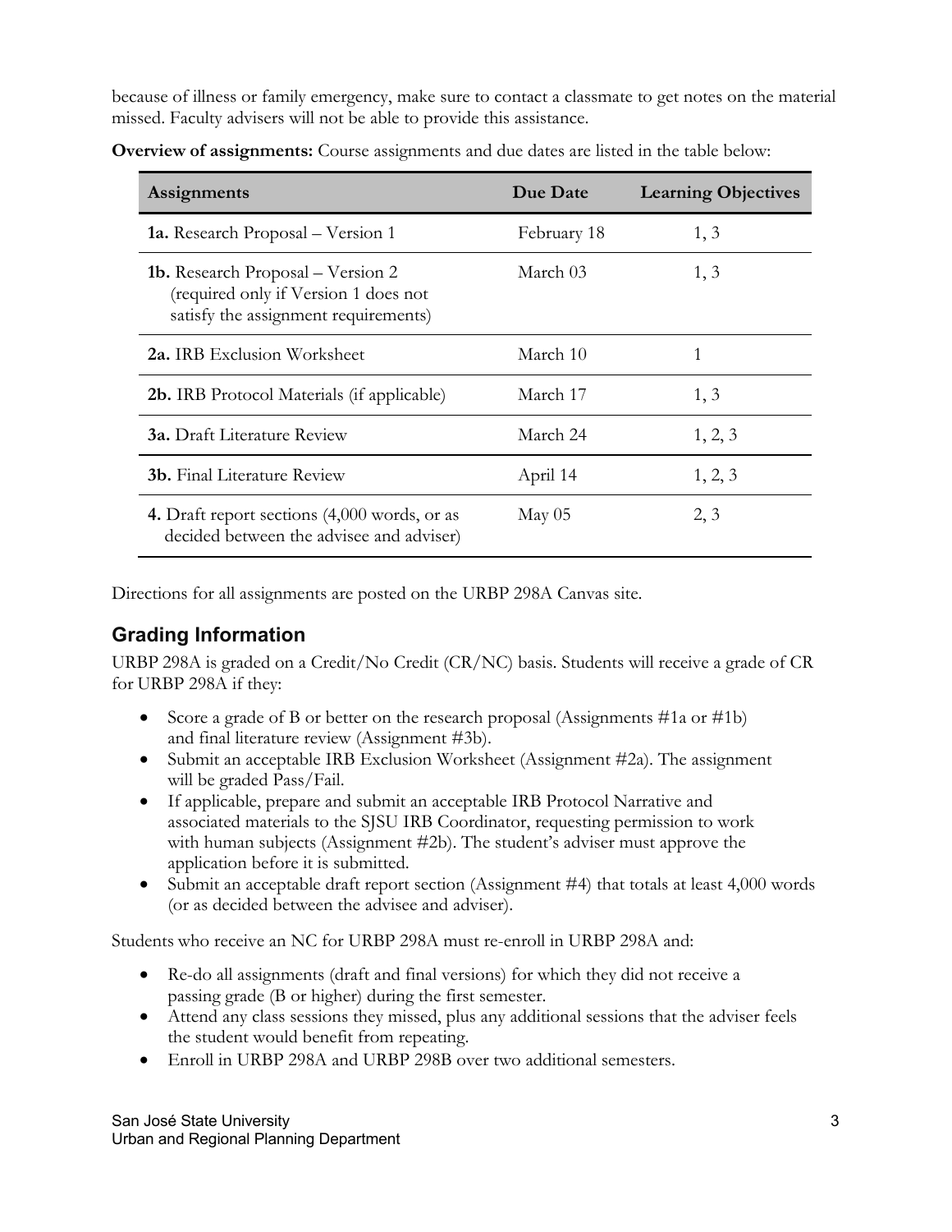because of illness or family emergency, make sure to contact a classmate to get notes on the material missed. Faculty advisers will not be able to provide this assistance.

**Overview of assignments:** Course assignments and due dates are listed in the table below:

| Assignments | Due Date | Learning Objectives |
|---|---|---|
| **1a.** Research Proposal – Version 1 | February 18 | 1, 3 |
| **1b.** Research Proposal – Version 2 (required only if Version 1 does not satisfy the assignment requirements) | March 03 | 1, 3 |
| **2a.** IRB Exclusion Worksheet | March 10 | 1 |
| **2b.** IRB Protocol Materials (if applicable) | March 17 | 1, 3 |
| **3a.** Draft Literature Review | March 24 | 1, 2, 3 |
| **3b.** Final Literature Review | April 14 | 1, 2, 3 |
| **4.** Draft report sections (4,000 words, or as decided between the advisee and adviser) | May 05 | 2, 3 |

Directions for all assignments are posted on the URBP 298A Canvas site.

## Grading Information

URBP 298A is graded on a Credit/No Credit (CR/NC) basis. Students will receive a grade of CR for URBP 298A if they:

- Score a grade of B or better on the research proposal (Assignments #1a or #1b) and final literature review (Assignment #3b).
- Submit an acceptable IRB Exclusion Worksheet (Assignment #2a). The assignment will be graded Pass/Fail.
- If applicable, prepare and submit an acceptable IRB Protocol Narrative and associated materials to the SJSU IRB Coordinator, requesting permission to work with human subjects (Assignment #2b). The student's adviser must approve the application before it is submitted.
- Submit an acceptable draft report section (Assignment #4) that totals at least 4,000 words (or as decided between the advisee and adviser).

Students who receive an NC for URBP 298A must re-enroll in URBP 298A and:

- Re-do all assignments (draft and final versions) for which they did not receive a passing grade (B or higher) during the first semester.
- Attend any class sessions they missed, plus any additional sessions that the adviser feels the student would benefit from repeating.
- Enroll in URBP 298A and URBP 298B over two additional semesters.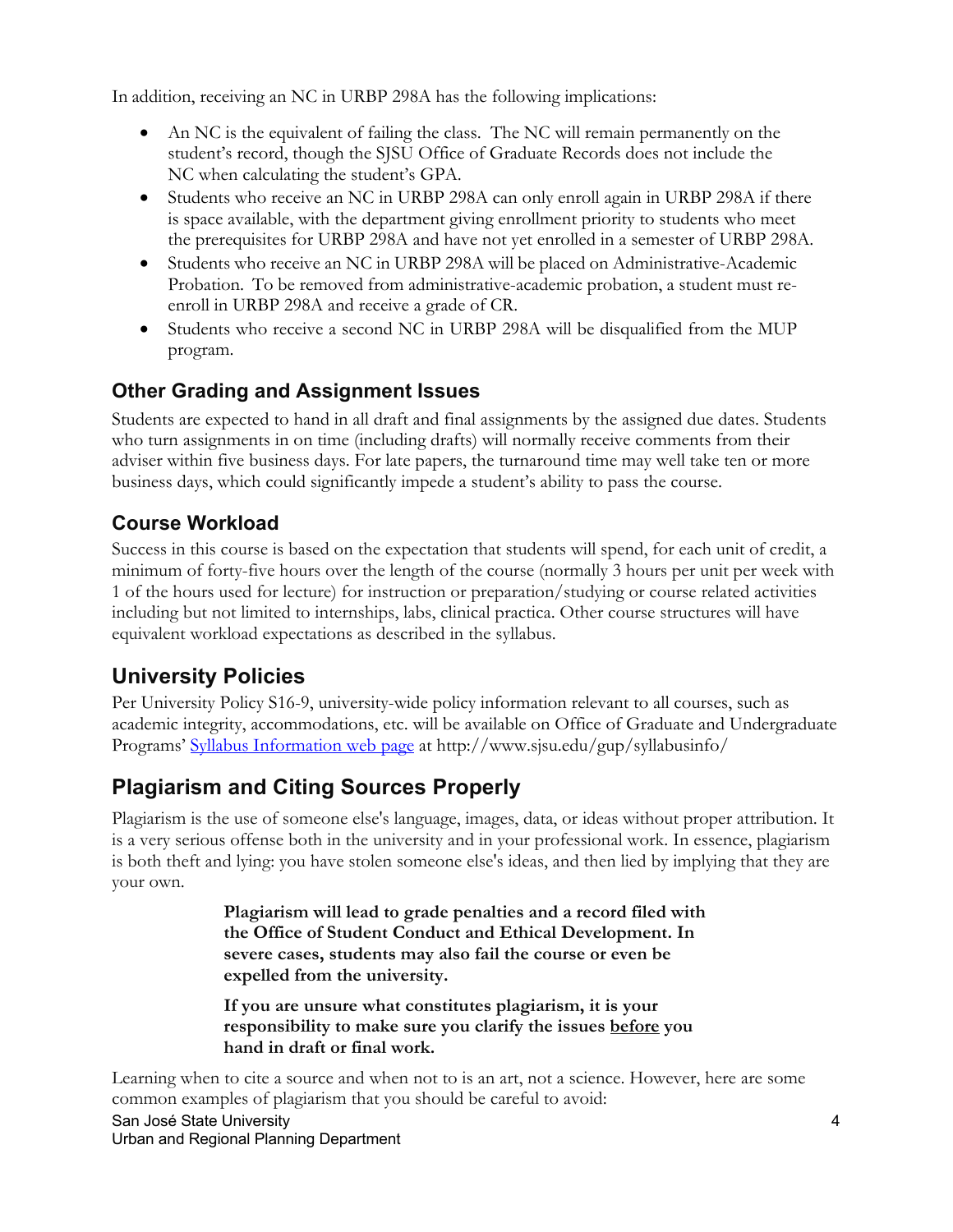In addition, receiving an NC in URBP 298A has the following implications:

- An NC is the equivalent of failing the class. The NC will remain permanently on the student's record, though the SJSU Office of Graduate Records does not include the NC when calculating the student's GPA.
- Students who receive an NC in URBP 298A can only enroll again in URBP 298A if there is space available, with the department giving enrollment priority to students who meet the prerequisites for URBP 298A and have not yet enrolled in a semester of URBP 298A.
- Students who receive an NC in URBP 298A will be placed on Administrative-Academic Probation. To be removed from administrative-academic probation, a student must re-enroll in URBP 298A and receive a grade of CR.
- Students who receive a second NC in URBP 298A will be disqualified from the MUP program.

## Other Grading and Assignment Issues

Students are expected to hand in all draft and final assignments by the assigned due dates. Students who turn assignments in on time (including drafts) will normally receive comments from their adviser within five business days. For late papers, the turnaround time may well take ten or more business days, which could significantly impede a student's ability to pass the course.

## Course Workload

Success in this course is based on the expectation that students will spend, for each unit of credit, a minimum of forty-five hours over the length of the course (normally 3 hours per unit per week with 1 of the hours used for lecture) for instruction or preparation/studying or course related activities including but not limited to internships, labs, clinical practica. Other course structures will have equivalent workload expectations as described in the syllabus.

## University Policies

Per University Policy S16-9, university-wide policy information relevant to all courses, such as academic integrity, accommodations, etc. will be available on Office of Graduate and Undergraduate Programs' [Syllabus Information web page](http://www.sjsu.edu/gup/syllabusinfo/) at http://www.sjsu.edu/gup/syllabusinfo/

## Plagiarism and Citing Sources Properly

Plagiarism is the use of someone else's language, images, data, or ideas without proper attribution. It is a very serious offense both in the university and in your professional work. In essence, plagiarism is both theft and lying: you have stolen someone else's ideas, and then lied by implying that they are your own.

> **Plagiarism will lead to grade penalties and a record filed with the Office of Student Conduct and Ethical Development. In severe cases, students may also fail the course or even be expelled from the university.**
>
> **If you are unsure what constitutes plagiarism, it is your responsibility to make sure you clarify the issues before you hand in draft or final work.**

Learning when to cite a source and when not to is an art, not a science. However, here are some common examples of plagiarism that you should be careful to avoid: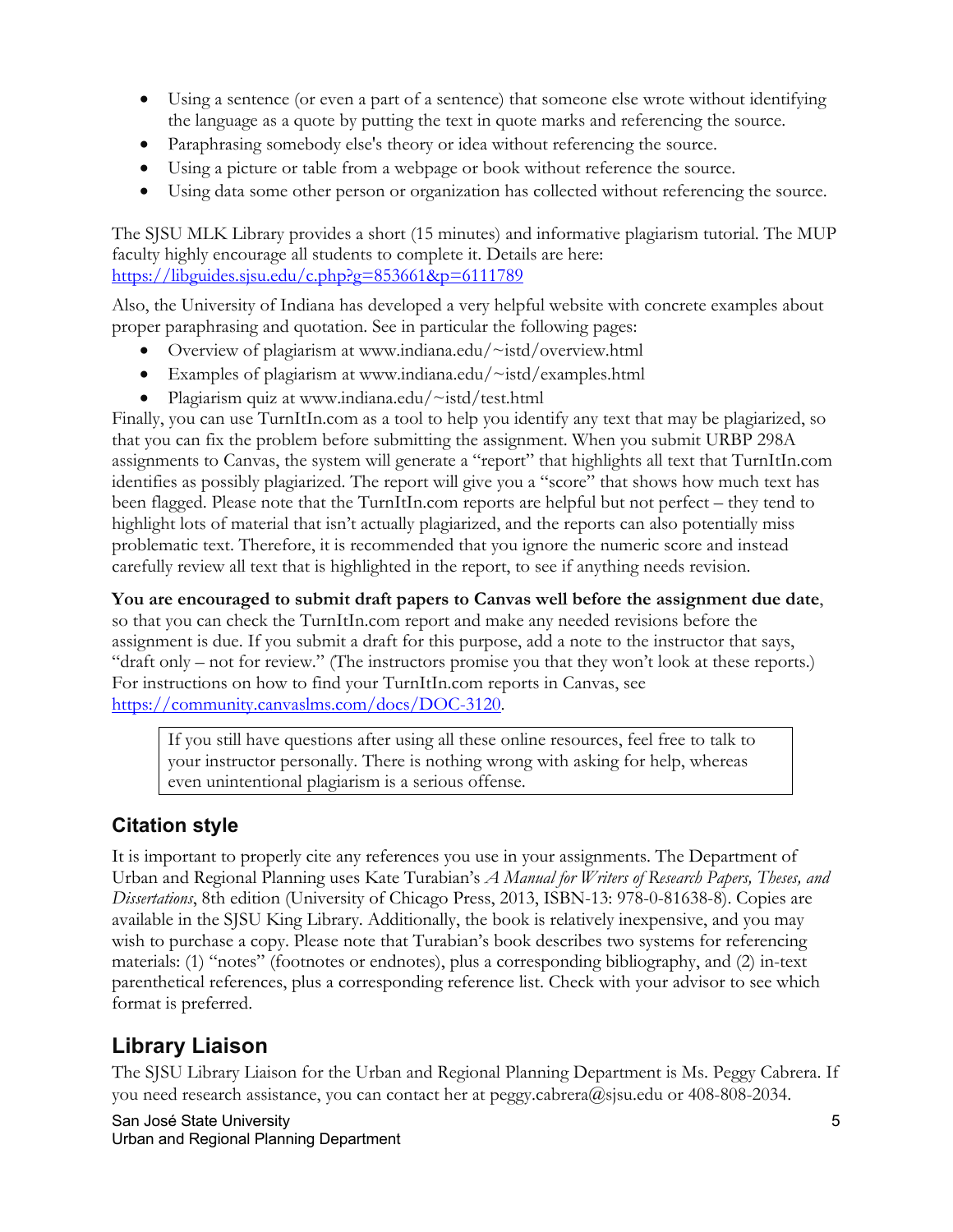- Using a sentence (or even a part of a sentence) that someone else wrote without identifying the language as a quote by putting the text in quote marks and referencing the source.
- Paraphrasing somebody else's theory or idea without referencing the source.
- Using a picture or table from a webpage or book without reference the source.
- Using data some other person or organization has collected without referencing the source.

The SJSU MLK Library provides a short (15 minutes) and informative plagiarism tutorial. The MUP faculty highly encourage all students to complete it. Details are here: https://libguides.sjsu.edu/c.php?g=853661&p=6111789

Also, the University of Indiana has developed a very helpful website with concrete examples about proper paraphrasing and quotation. See in particular the following pages:

- Overview of plagiarism at www.indiana.edu/~istd/overview.html
- Examples of plagiarism at www.indiana.edu/~istd/examples.html
- Plagiarism quiz at www.indiana.edu/~istd/test.html

Finally, you can use TurnItIn.com as a tool to help you identify any text that may be plagiarized, so that you can fix the problem before submitting the assignment. When you submit URBP 298A assignments to Canvas, the system will generate a "report" that highlights all text that TurnItIn.com identifies as possibly plagiarized. The report will give you a "score" that shows how much text has been flagged. Please note that the TurnItIn.com reports are helpful but not perfect – they tend to highlight lots of material that isn't actually plagiarized, and the reports can also potentially miss problematic text. Therefore, it is recommended that you ignore the numeric score and instead carefully review all text that is highlighted in the report, to see if anything needs revision.

**You are encouraged to submit draft papers to Canvas well before the assignment due date**, so that you can check the TurnItIn.com report and make any needed revisions before the assignment is due. If you submit a draft for this purpose, add a note to the instructor that says, "draft only – not for review." (The instructors promise you that they won't look at these reports.) For instructions on how to find your TurnItIn.com reports in Canvas, see https://community.canvaslms.com/docs/DOC-3120.

> If you still have questions after using all these online resources, feel free to talk to your instructor personally. There is nothing wrong with asking for help, whereas even unintentional plagiarism is a serious offense.

## Citation style

It is important to properly cite any references you use in your assignments. The Department of Urban and Regional Planning uses Kate Turabian's *A Manual for Writers of Research Papers, Theses, and Dissertations*, 8th edition (University of Chicago Press, 2013, ISBN-13: 978-0-81638-8). Copies are available in the SJSU King Library. Additionally, the book is relatively inexpensive, and you may wish to purchase a copy. Please note that Turabian's book describes two systems for referencing materials: (1) "notes" (footnotes or endnotes), plus a corresponding bibliography, and (2) in-text parenthetical references, plus a corresponding reference list. Check with your advisor to see which format is preferred.

## Library Liaison

The SJSU Library Liaison for the Urban and Regional Planning Department is Ms. Peggy Cabrera. If you need research assistance, you can contact her at peggy.cabrera@sjsu.edu or 408-808-2034.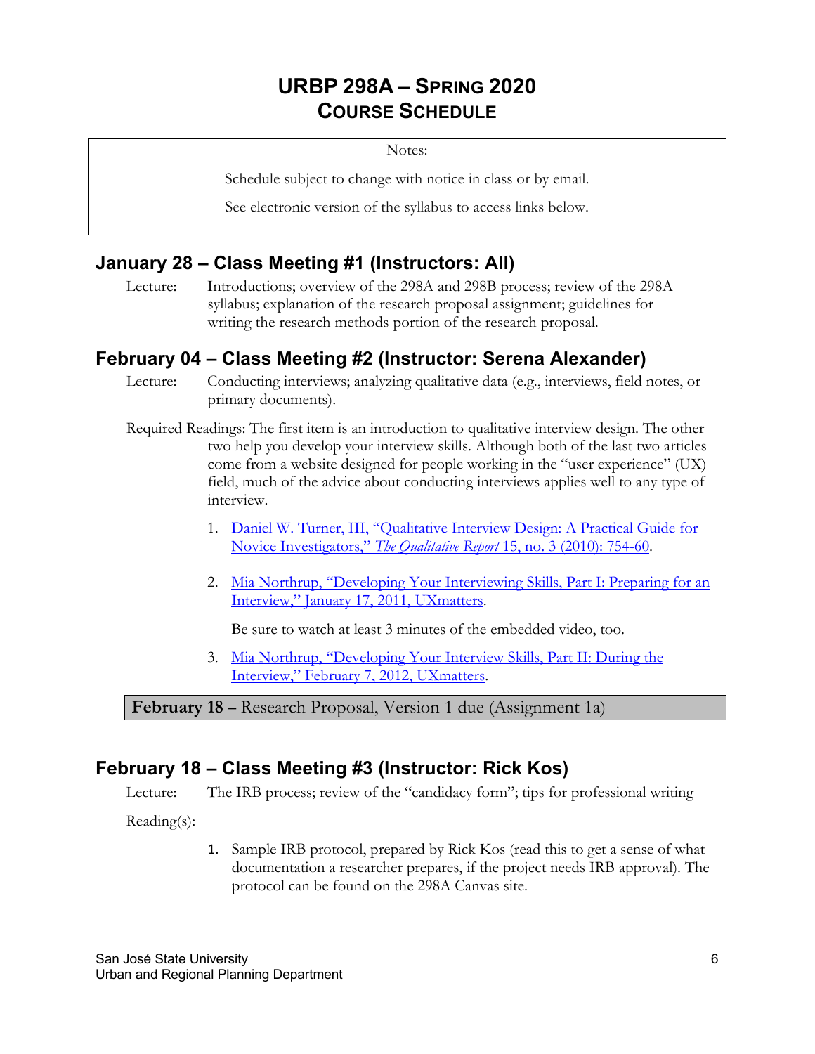# URBP 298A – Spring 2020
# Course Schedule

Notes:

Schedule subject to change with notice in class or by email.

See electronic version of the syllabus to access links below.

## January 28 – Class Meeting #1 (Instructors: All)

Lecture: Introductions; overview of the 298A and 298B process; review of the 298A syllabus; explanation of the research proposal assignment; guidelines for writing the research methods portion of the research proposal.

## February 04 – Class Meeting #2 (Instructor: Serena Alexander)

Lecture: Conducting interviews; analyzing qualitative data (e.g., interviews, field notes, or primary documents).

Required Readings: The first item is an introduction to qualitative interview design. The other two help you develop your interview skills. Although both of the last two articles come from a website designed for people working in the "user experience" (UX) field, much of the advice about conducting interviews applies well to any type of interview.

1. Daniel W. Turner, III, "Qualitative Interview Design: A Practical Guide for Novice Investigators," *The Qualitative Report* 15, no. 3 (2010): 754-60.

2. Mia Northrup, "Developing Your Interviewing Skills, Part I: Preparing for an Interview," January 17, 2011, UXmatters.

   Be sure to watch at least 3 minutes of the embedded video, too.

3. Mia Northrup, "Developing Your Interview Skills, Part II: During the Interview," February 7, 2012, UXmatters.

**February 18 –** Research Proposal, Version 1 due (Assignment 1a)

## February 18 – Class Meeting #3 (Instructor: Rick Kos)

Lecture: The IRB process; review of the "candidacy form"; tips for professional writing

Reading(s):

1. Sample IRB protocol, prepared by Rick Kos (read this to get a sense of what documentation a researcher prepares, if the project needs IRB approval). The protocol can be found on the 298A Canvas site.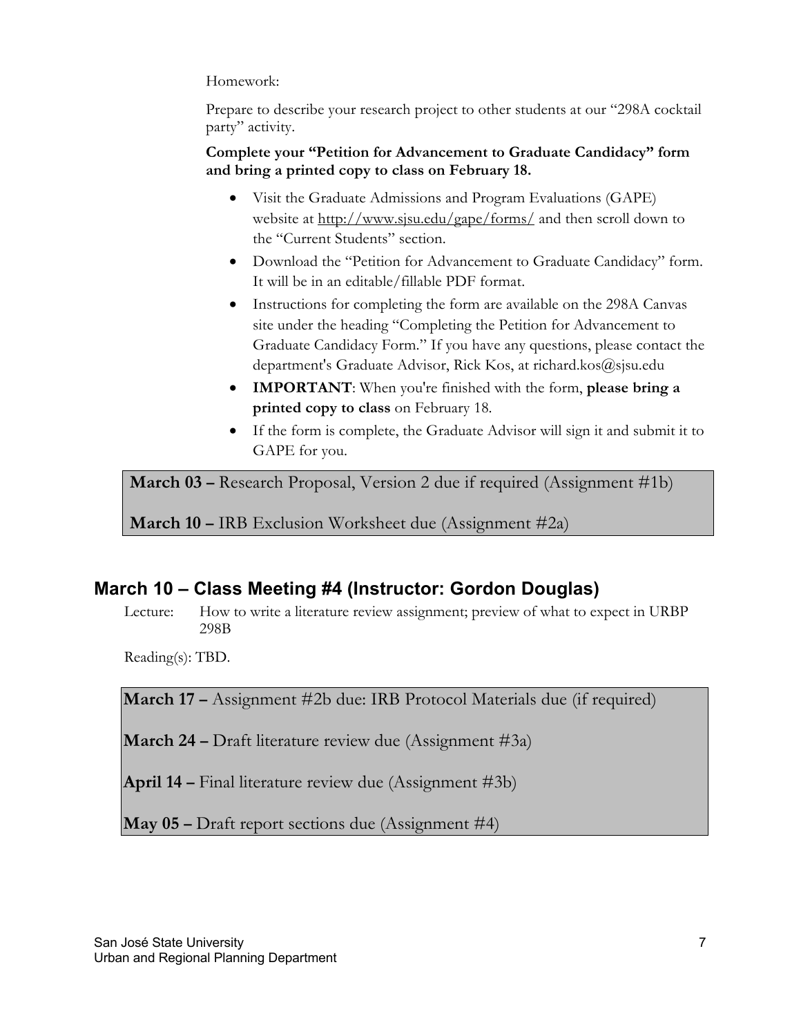Homework:

Prepare to describe your research project to other students at our "298A cocktail party" activity.

**Complete your "Petition for Advancement to Graduate Candidacy" form and bring a printed copy to class on February 18.**

- Visit the Graduate Admissions and Program Evaluations (GAPE) website at http://www.sjsu.edu/gape/forms/ and then scroll down to the "Current Students" section.
- Download the "Petition for Advancement to Graduate Candidacy" form. It will be in an editable/fillable PDF format.
- Instructions for completing the form are available on the 298A Canvas site under the heading "Completing the Petition for Advancement to Graduate Candidacy Form." If you have any questions, please contact the department's Graduate Advisor, Rick Kos, at richard.kos@sjsu.edu
- **IMPORTANT**: When you're finished with the form, **please bring a printed copy to class** on February 18.
- If the form is complete, the Graduate Advisor will sign it and submit it to GAPE for you.

**March 03 –** Research Proposal, Version 2 due if required (Assignment #1b)

**March 10 –** IRB Exclusion Worksheet due (Assignment #2a)

## March 10 – Class Meeting #4 (Instructor: Gordon Douglas)

Lecture: How to write a literature review assignment; preview of what to expect in URBP 298B

Reading(s): TBD.

**March 17 –** Assignment #2b due: IRB Protocol Materials due (if required)

**March 24 –** Draft literature review due (Assignment #3a)

**April 14 –** Final literature review due (Assignment #3b)

**May 05 –** Draft report sections due (Assignment #4)